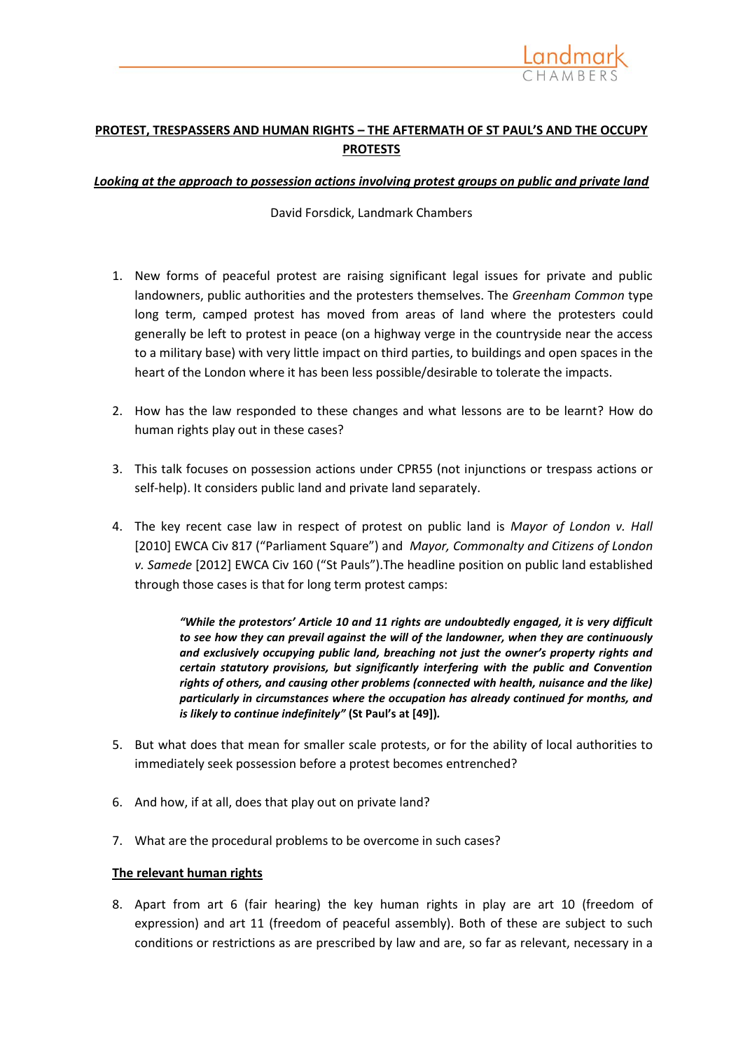# PROTEST, TRESPASSERS AND HUMAN RIGHTS – THE AFTERMATH OF ST PAUL'S AND THE OCCUPY PROTESTS

***Looking at the approach to possession actions involving protest groups on public and private land***

David Forsdick, Landmark Chambers

1. New forms of peaceful protest are raising significant legal issues for private and public landowners, public authorities and the protesters themselves. The *Greenham Common* type long term, camped protest has moved from areas of land where the protesters could generally be left to protest in peace (on a highway verge in the countryside near the access to a military base) with very little impact on third parties, to buildings and open spaces in the heart of the London where it has been less possible/desirable to tolerate the impacts.

2. How has the law responded to these changes and what lessons are to be learnt? How do human rights play out in these cases?

3. This talk focuses on possession actions under CPR55 (not injunctions or trespass actions or self-help). It considers public land and private land separately.

4. The key recent case law in respect of protest on public land is *Mayor of London v. Hall* [2010] EWCA Civ 817 ("Parliament Square") and *Mayor, Commonalty and Citizens of London v. Samede* [2012] EWCA Civ 160 ("St Pauls").The headline position on public land established through those cases is that for long term protest camps:

> ***"While the protestors' Article 10 and 11 rights are undoubtedly engaged, it is very difficult to see how they can prevail against the will of the landowner, when they are continuously and exclusively occupying public land, breaching not just the owner's property rights and certain statutory provisions, but significantly interfering with the public and Convention rights of others, and causing other problems (connected with health, nuisance and the like) particularly in circumstances where the occupation has already continued for months, and is likely to continue indefinitely"* (St Paul's at [49]).**

5. But what does that mean for smaller scale protests, or for the ability of local authorities to immediately seek possession before a protest becomes entrenched?

6. And how, if at all, does that play out on private land?

7. What are the procedural problems to be overcome in such cases?

## The relevant human rights

8. Apart from art 6 (fair hearing) the key human rights in play are art 10 (freedom of expression) and art 11 (freedom of peaceful assembly). Both of these are subject to such conditions or restrictions as are prescribed by law and are, so far as relevant, necessary in a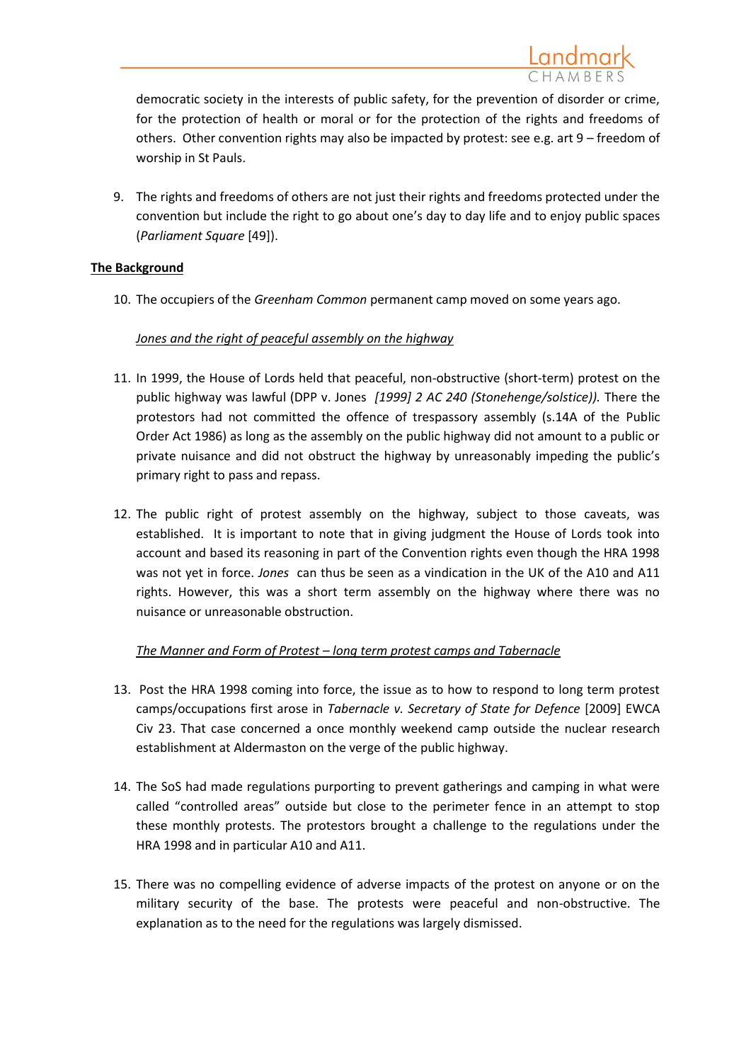democratic society in the interests of public safety, for the prevention of disorder or crime, for the protection of health or moral or for the protection of the rights and freedoms of others. Other convention rights may also be impacted by protest: see e.g. art 9 – freedom of worship in St Pauls.

9. The rights and freedoms of others are not just their rights and freedoms protected under the convention but include the right to go about one's day to day life and to enjoy public spaces (*Parliament Square* [49]).

**The Background**

10. The occupiers of the *Greenham Common* permanent camp moved on some years ago.

*Jones and the right of peaceful assembly on the highway*

11. In 1999, the House of Lords held that peaceful, non-obstructive (short-term) protest on the public highway was lawful (DPP v. Jones *[1999] 2 AC 240 (Stonehenge/solstice)).* There the protestors had not committed the offence of trespassory assembly (s.14A of the Public Order Act 1986) as long as the assembly on the public highway did not amount to a public or private nuisance and did not obstruct the highway by unreasonably impeding the public's primary right to pass and repass.

12. The public right of protest assembly on the highway, subject to those caveats, was established. It is important to note that in giving judgment the House of Lords took into account and based its reasoning in part of the Convention rights even though the HRA 1998 was not yet in force. *Jones* can thus be seen as a vindication in the UK of the A10 and A11 rights. However, this was a short term assembly on the highway where there was no nuisance or unreasonable obstruction.

*The Manner and Form of Protest – long term protest camps and Tabernacle*

13. Post the HRA 1998 coming into force, the issue as to how to respond to long term protest camps/occupations first arose in *Tabernacle v. Secretary of State for Defence* [2009] EWCA Civ 23. That case concerned a once monthly weekend camp outside the nuclear research establishment at Aldermaston on the verge of the public highway.

14. The SoS had made regulations purporting to prevent gatherings and camping in what were called "controlled areas" outside but close to the perimeter fence in an attempt to stop these monthly protests. The protestors brought a challenge to the regulations under the HRA 1998 and in particular A10 and A11.

15. There was no compelling evidence of adverse impacts of the protest on anyone or on the military security of the base. The protests were peaceful and non-obstructive. The explanation as to the need for the regulations was largely dismissed.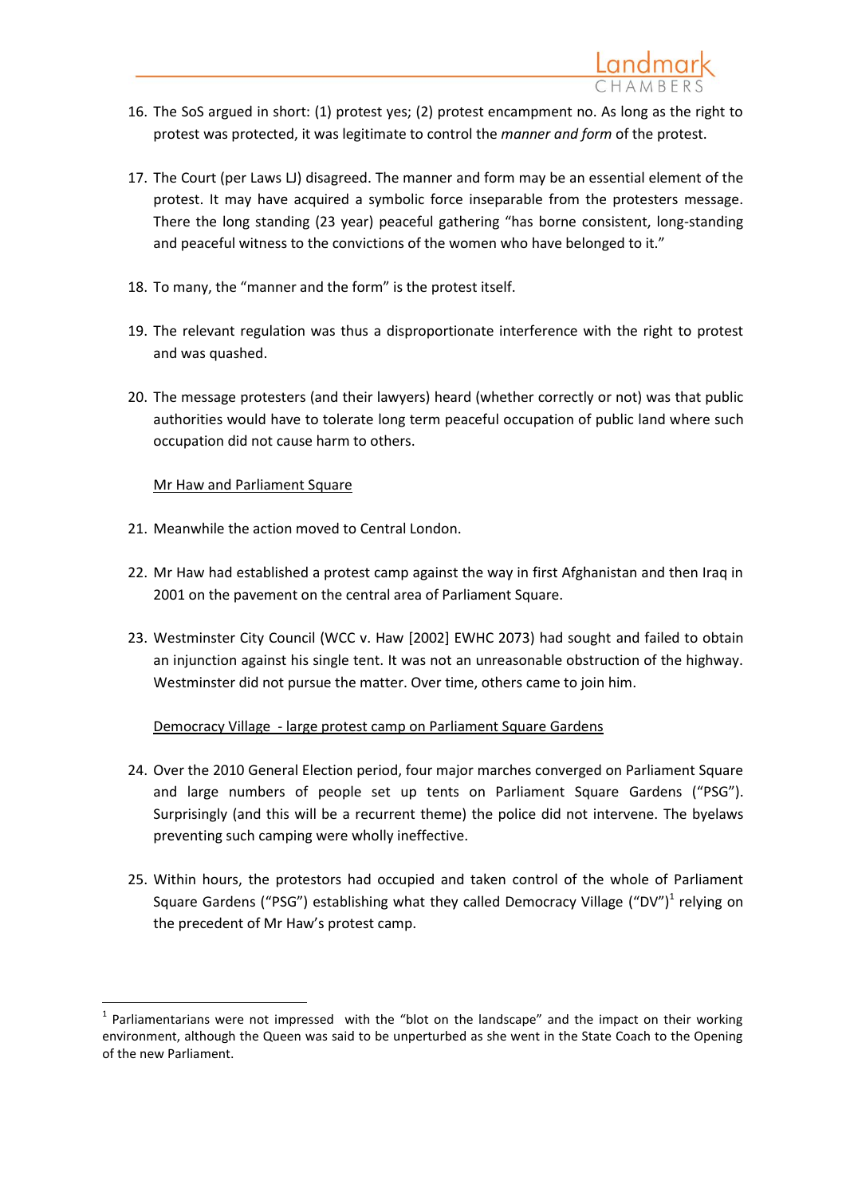16. The SoS argued in short: (1) protest yes; (2) protest encampment no. As long as the right to protest was protected, it was legitimate to control the *manner and form* of the protest.

17. The Court (per Laws LJ) disagreed. The manner and form may be an essential element of the protest. It may have acquired a symbolic force inseparable from the protesters message. There the long standing (23 year) peaceful gathering "has borne consistent, long-standing and peaceful witness to the convictions of the women who have belonged to it."

18. To many, the "manner and the form" is the protest itself.

19. The relevant regulation was thus a disproportionate interference with the right to protest and was quashed.

20. The message protesters (and their lawyers) heard (whether correctly or not) was that public authorities would have to tolerate long term peaceful occupation of public land where such occupation did not cause harm to others.

<u>Mr Haw and Parliament Square</u>

21. Meanwhile the action moved to Central London.

22. Mr Haw had established a protest camp against the way in first Afghanistan and then Iraq in 2001 on the pavement on the central area of Parliament Square.

23. Westminster City Council (WCC v. Haw [2002] EWHC 2073) had sought and failed to obtain an injunction against his single tent. It was not an unreasonable obstruction of the highway. Westminster did not pursue the matter. Over time, others came to join him.

<u>Democracy Village - large protest camp on Parliament Square Gardens</u>

24. Over the 2010 General Election period, four major marches converged on Parliament Square and large numbers of people set up tents on Parliament Square Gardens ("PSG"). Surprisingly (and this will be a recurrent theme) the police did not intervene. The byelaws preventing such camping were wholly ineffective.

25. Within hours, the protestors had occupied and taken control of the whole of Parliament Square Gardens ("PSG") establishing what they called Democracy Village ("DV")[1] relying on the precedent of Mr Haw's protest camp.

---

[1] Parliamentarians were not impressed with the "blot on the landscape" and the impact on their working environment, although the Queen was said to be unperturbed as she went in the State Coach to the Opening of the new Parliament.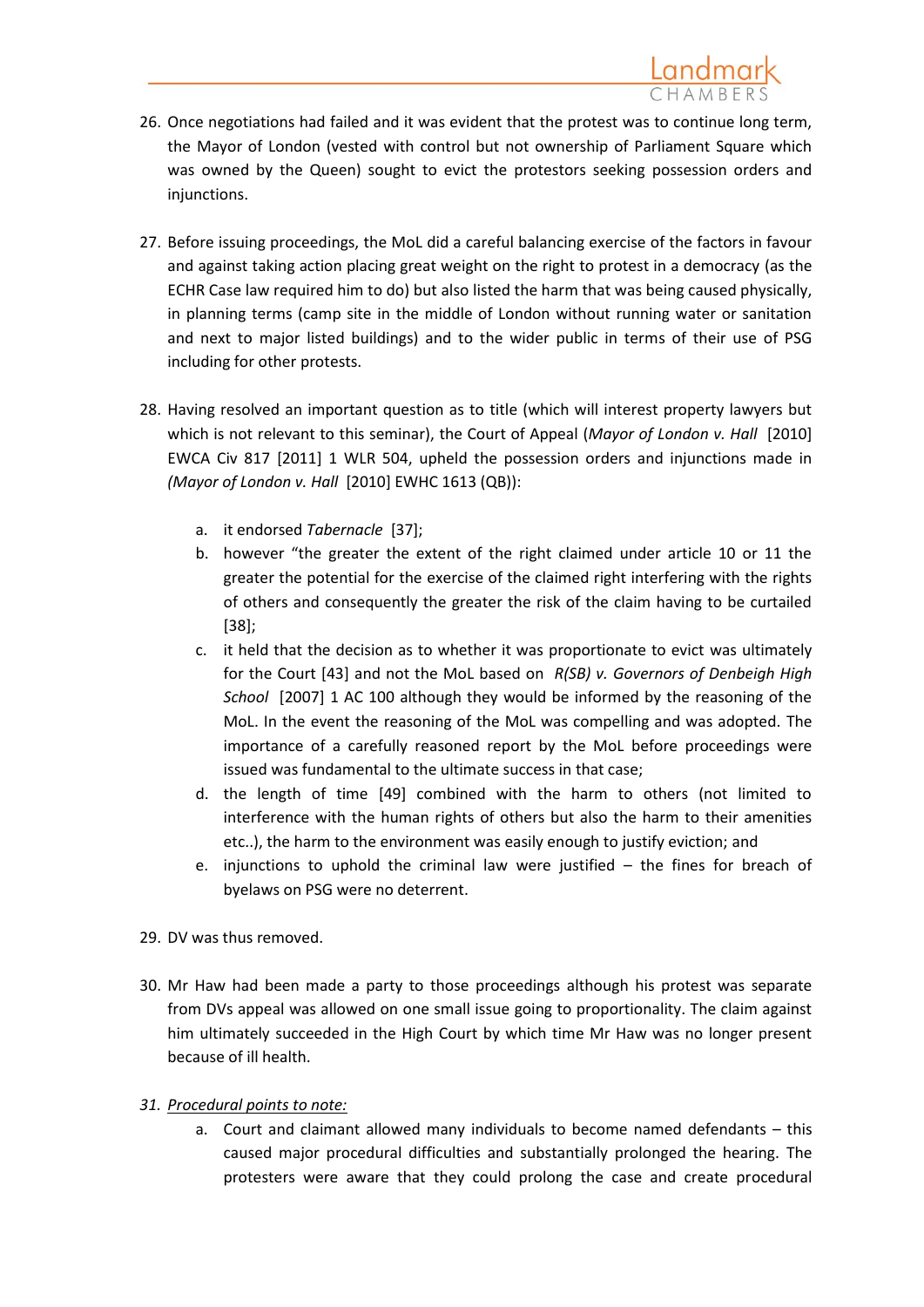26. Once negotiations had failed and it was evident that the protest was to continue long term, the Mayor of London (vested with control but not ownership of Parliament Square which was owned by the Queen) sought to evict the protestors seeking possession orders and injunctions.

27. Before issuing proceedings, the MoL did a careful balancing exercise of the factors in favour and against taking action placing great weight on the right to protest in a democracy (as the ECHR Case law required him to do) but also listed the harm that was being caused physically, in planning terms (camp site in the middle of London without running water or sanitation and next to major listed buildings) and to the wider public in terms of their use of PSG including for other protests.

28. Having resolved an important question as to title (which will interest property lawyers but which is not relevant to this seminar), the Court of Appeal (*Mayor of London v. Hall* [2010] EWCA Civ 817 [2011] 1 WLR 504, upheld the possession orders and injunctions made in *(Mayor of London v. Hall* [2010] EWHC 1613 (QB)):

    a. it endorsed *Tabernacle* [37];
    b. however "the greater the extent of the right claimed under article 10 or 11 the greater the potential for the exercise of the claimed right interfering with the rights of others and consequently the greater the risk of the claim having to be curtailed [38];
    c. it held that the decision as to whether it was proportionate to evict was ultimately for the Court [43] and not the MoL based on *R(SB) v. Governors of Denbeigh High School* [2007] 1 AC 100 although they would be informed by the reasoning of the MoL. In the event the reasoning of the MoL was compelling and was adopted. The importance of a carefully reasoned report by the MoL before proceedings were issued was fundamental to the ultimate success in that case;
    d. the length of time [49] combined with the harm to others (not limited to interference with the human rights of others but also the harm to their amenities etc..), the harm to the environment was easily enough to justify eviction; and
    e. injunctions to uphold the criminal law were justified – the fines for breach of byelaws on PSG were no deterrent.

29. DV was thus removed.

30. Mr Haw had been made a party to those proceedings although his protest was separate from DVs appeal was allowed on one small issue going to proportionality. The claim against him ultimately succeeded in the High Court by which time Mr Haw was no longer present because of ill health.

31. *Procedural points to note:*

    a. Court and claimant allowed many individuals to become named defendants – this caused major procedural difficulties and substantially prolonged the hearing. The protesters were aware that they could prolong the case and create procedural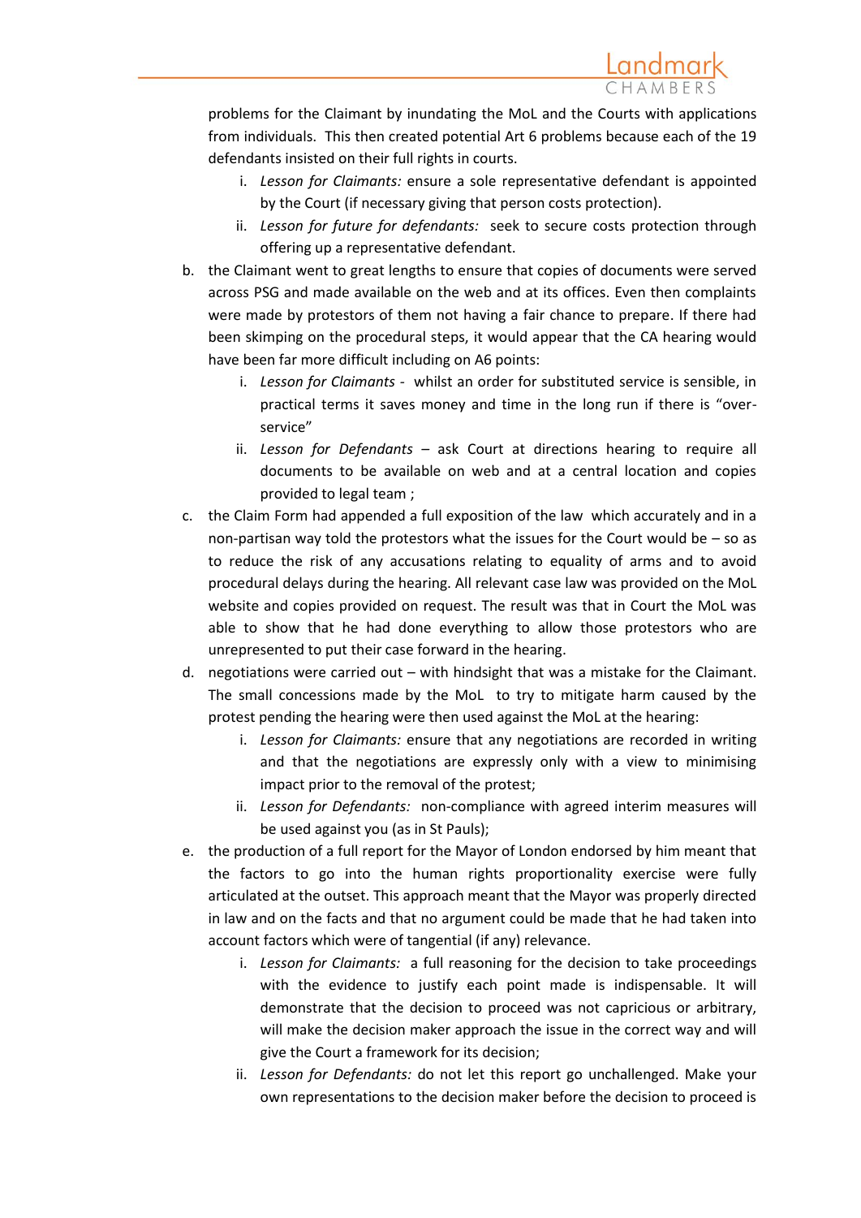problems for the Claimant by inundating the MoL and the Courts with applications from individuals. This then created potential Art 6 problems because each of the 19 defendants insisted on their full rights in courts.

   i. *Lesson for Claimants:* ensure a sole representative defendant is appointed by the Court (if necessary giving that person costs protection).
   ii. *Lesson for future for defendants:* seek to secure costs protection through offering up a representative defendant.

b. the Claimant went to great lengths to ensure that copies of documents were served across PSG and made available on the web and at its offices. Even then complaints were made by protestors of them not having a fair chance to prepare. If there had been skimping on the procedural steps, it would appear that the CA hearing would have been far more difficult including on A6 points:

   i. *Lesson for Claimants* - whilst an order for substituted service is sensible, in practical terms it saves money and time in the long run if there is "over-service"
   ii. *Lesson for Defendants* – ask Court at directions hearing to require all documents to be available on web and at a central location and copies provided to legal team ;

c. the Claim Form had appended a full exposition of the law which accurately and in a non-partisan way told the protestors what the issues for the Court would be – so as to reduce the risk of any accusations relating to equality of arms and to avoid procedural delays during the hearing. All relevant case law was provided on the MoL website and copies provided on request. The result was that in Court the MoL was able to show that he had done everything to allow those protestors who are unrepresented to put their case forward in the hearing.

d. negotiations were carried out – with hindsight that was a mistake for the Claimant. The small concessions made by the MoL to try to mitigate harm caused by the protest pending the hearing were then used against the MoL at the hearing:

   i. *Lesson for Claimants:* ensure that any negotiations are recorded in writing and that the negotiations are expressly only with a view to minimising impact prior to the removal of the protest;
   ii. *Lesson for Defendants:* non-compliance with agreed interim measures will be used against you (as in St Pauls);

e. the production of a full report for the Mayor of London endorsed by him meant that the factors to go into the human rights proportionality exercise were fully articulated at the outset. This approach meant that the Mayor was properly directed in law and on the facts and that no argument could be made that he had taken into account factors which were of tangential (if any) relevance.

   i. *Lesson for Claimants:* a full reasoning for the decision to take proceedings with the evidence to justify each point made is indispensable. It will demonstrate that the decision to proceed was not capricious or arbitrary, will make the decision maker approach the issue in the correct way and will give the Court a framework for its decision;
   ii. *Lesson for Defendants:* do not let this report go unchallenged. Make your own representations to the decision maker before the decision to proceed is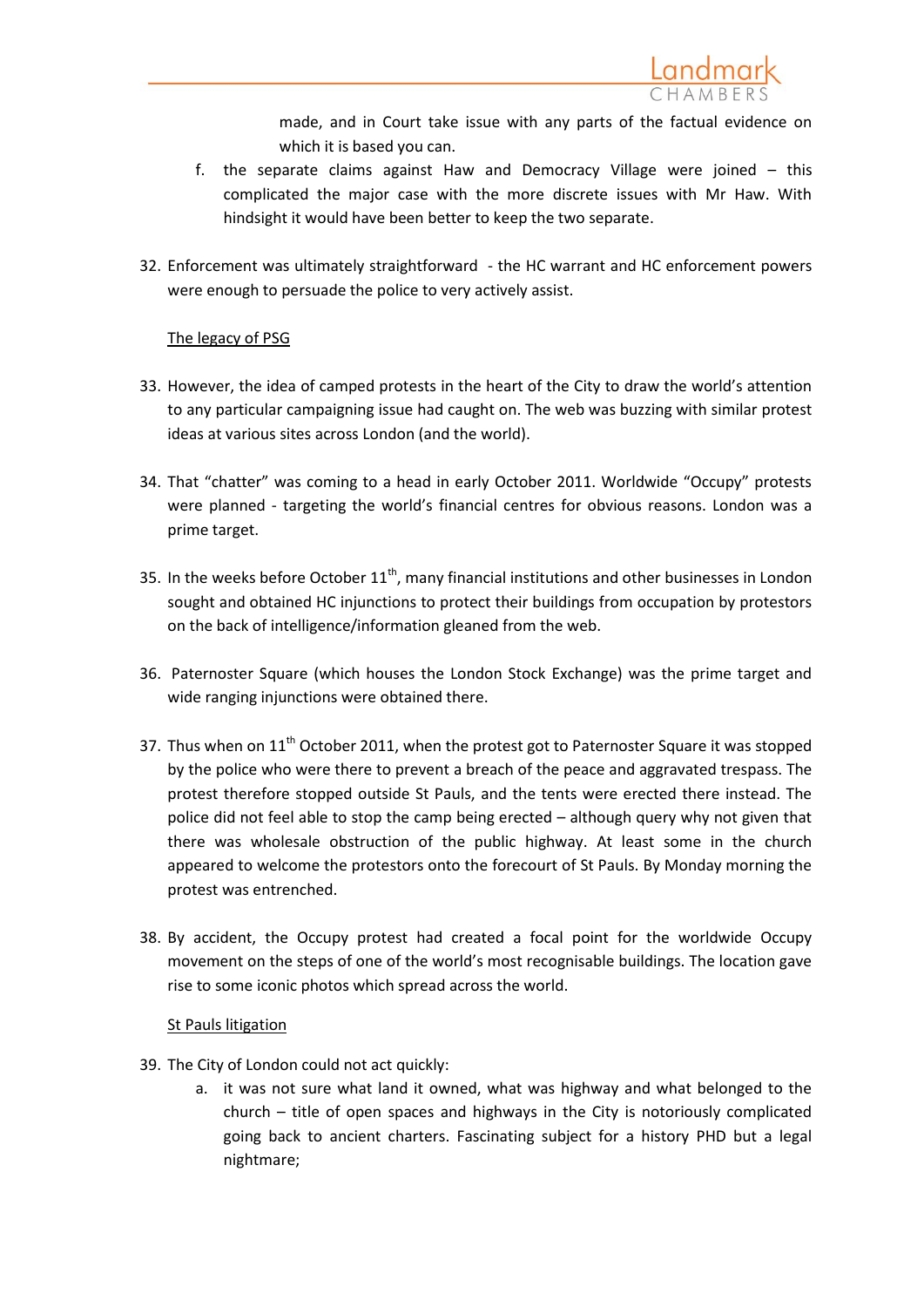made, and in Court take issue with any parts of the factual evidence on which it is based you can.

f. the separate claims against Haw and Democracy Village were joined – this complicated the major case with the more discrete issues with Mr Haw. With hindsight it would have been better to keep the two separate.

32. Enforcement was ultimately straightforward - the HC warrant and HC enforcement powers were enough to persuade the police to very actively assist.

<u>The legacy of PSG</u>

33. However, the idea of camped protests in the heart of the City to draw the world's attention to any particular campaigning issue had caught on. The web was buzzing with similar protest ideas at various sites across London (and the world).

34. That "chatter" was coming to a head in early October 2011. Worldwide "Occupy" protests were planned - targeting the world's financial centres for obvious reasons. London was a prime target.

35. In the weeks before October 11th, many financial institutions and other businesses in London sought and obtained HC injunctions to protect their buildings from occupation by protestors on the back of intelligence/information gleaned from the web.

36. Paternoster Square (which houses the London Stock Exchange) was the prime target and wide ranging injunctions were obtained there.

37. Thus when on 11th October 2011, when the protest got to Paternoster Square it was stopped by the police who were there to prevent a breach of the peace and aggravated trespass. The protest therefore stopped outside St Pauls, and the tents were erected there instead. The police did not feel able to stop the camp being erected – although query why not given that there was wholesale obstruction of the public highway. At least some in the church appeared to welcome the protestors onto the forecourt of St Pauls. By Monday morning the protest was entrenched.

38. By accident, the Occupy protest had created a focal point for the worldwide Occupy movement on the steps of one of the world's most recognisable buildings. The location gave rise to some iconic photos which spread across the world.

<u>St Pauls litigation</u>

39. The City of London could not act quickly:

a. it was not sure what land it owned, what was highway and what belonged to the church – title of open spaces and highways in the City is notoriously complicated going back to ancient charters. Fascinating subject for a history PHD but a legal nightmare;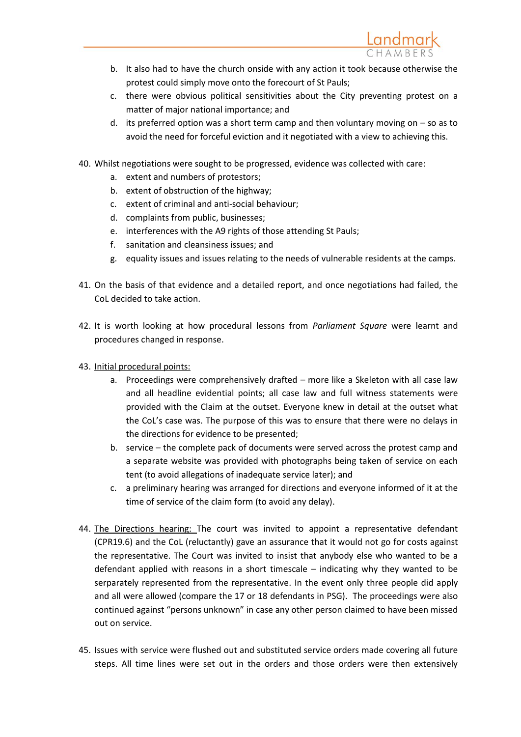b. It also had to have the church onside with any action it took because otherwise the protest could simply move onto the forecourt of St Pauls;
c. there were obvious political sensitivities about the City preventing protest on a matter of major national importance; and
d. its preferred option was a short term camp and then voluntary moving on – so as to avoid the need for forceful eviction and it negotiated with a view to achieving this.

40. Whilst negotiations were sought to be progressed, evidence was collected with care:
    a. extent and numbers of protestors;
    b. extent of obstruction of the highway;
    c. extent of criminal and anti-social behaviour;
    d. complaints from public, businesses;
    e. interferences with the A9 rights of those attending St Pauls;
    f. sanitation and cleansiness issues; and
    g. equality issues and issues relating to the needs of vulnerable residents at the camps.

41. On the basis of that evidence and a detailed report, and once negotiations had failed, the CoL decided to take action.

42. It is worth looking at how procedural lessons from *Parliament Square* were learnt and procedures changed in response.

43. Initial procedural points:
    a. Proceedings were comprehensively drafted – more like a Skeleton with all case law and all headline evidential points; all case law and full witness statements were provided with the Claim at the outset. Everyone knew in detail at the outset what the CoL's case was. The purpose of this was to ensure that there were no delays in the directions for evidence to be presented;
    b. service – the complete pack of documents were served across the protest camp and a separate website was provided with photographs being taken of service on each tent (to avoid allegations of inadequate service later); and
    c. a preliminary hearing was arranged for directions and everyone informed of it at the time of service of the claim form (to avoid any delay).

44. The Directions hearing: The court was invited to appoint a representative defendant (CPR19.6) and the CoL (reluctantly) gave an assurance that it would not go for costs against the representative. The Court was invited to insist that anybody else who wanted to be a defendant applied with reasons in a short timescale – indicating why they wanted to be serparately represented from the representative. In the event only three people did apply and all were allowed (compare the 17 or 18 defendants in PSG). The proceedings were also continued against "persons unknown" in case any other person claimed to have been missed out on service.

45. Issues with service were flushed out and substituted service orders made covering all future steps. All time lines were set out in the orders and those orders were then extensively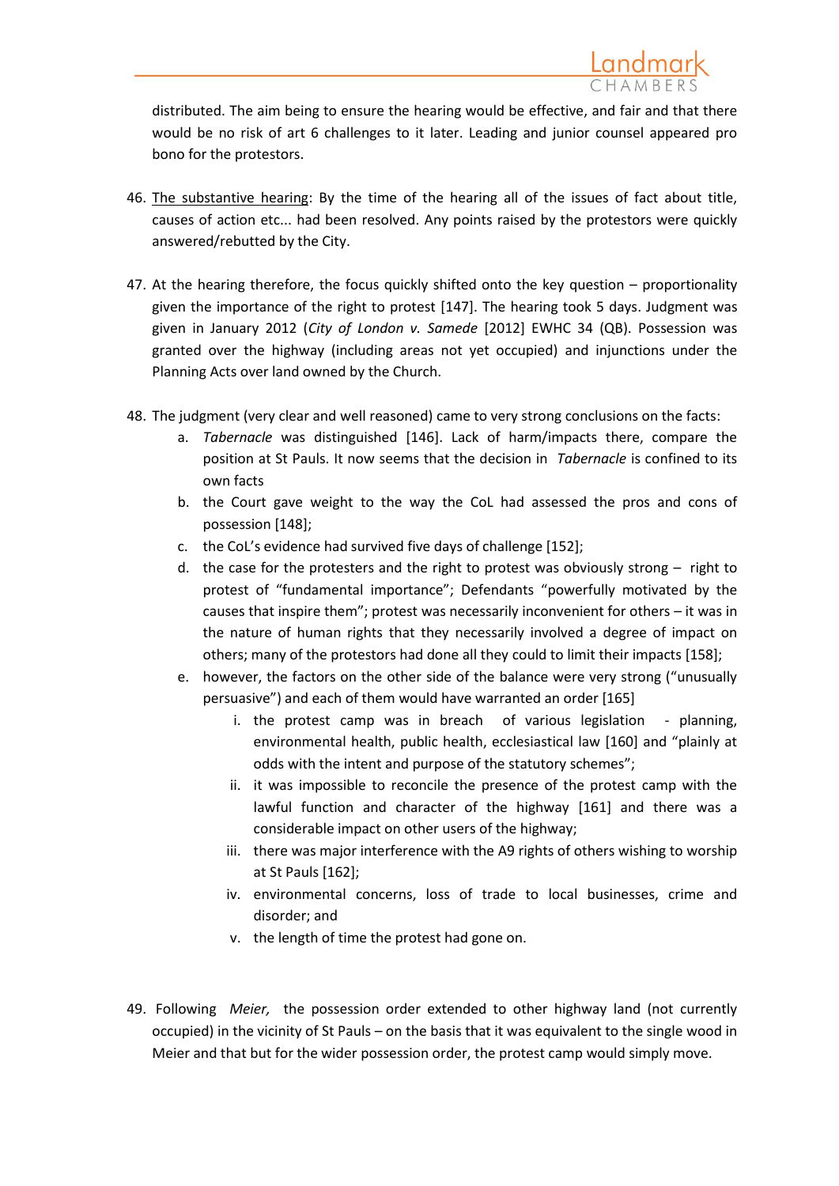distributed. The aim being to ensure the hearing would be effective, and fair and that there would be no risk of art 6 challenges to it later. Leading and junior counsel appeared pro bono for the protestors.

46. <u>The substantive hearing</u>: By the time of the hearing all of the issues of fact about title, causes of action etc... had been resolved. Any points raised by the protestors were quickly answered/rebutted by the City.

47. At the hearing therefore, the focus quickly shifted onto the key question – proportionality given the importance of the right to protest [147]. The hearing took 5 days. Judgment was given in January 2012 (*City of London v. Samede* [2012] EWHC 34 (QB). Possession was granted over the highway (including areas not yet occupied) and injunctions under the Planning Acts over land owned by the Church.

48. The judgment (very clear and well reasoned) came to very strong conclusions on the facts:
    a. *Tabernacle* was distinguished [146]. Lack of harm/impacts there, compare the position at St Pauls. It now seems that the decision in *Tabernacle* is confined to its own facts
    b. the Court gave weight to the way the CoL had assessed the pros and cons of possession [148];
    c. the CoL's evidence had survived five days of challenge [152];
    d. the case for the protesters and the right to protest was obviously strong – right to protest of "fundamental importance"; Defendants "powerfully motivated by the causes that inspire them"; protest was necessarily inconvenient for others – it was in the nature of human rights that they necessarily involved a degree of impact on others; many of the protestors had done all they could to limit their impacts [158];
    e. however, the factors on the other side of the balance were very strong ("unusually persuasive") and each of them would have warranted an order [165]
        i. the protest camp was in breach of various legislation - planning, environmental health, public health, ecclesiastical law [160] and "plainly at odds with the intent and purpose of the statutory schemes";
        ii. it was impossible to reconcile the presence of the protest camp with the lawful function and character of the highway [161] and there was a considerable impact on other users of the highway;
        iii. there was major interference with the A9 rights of others wishing to worship at St Pauls [162];
        iv. environmental concerns, loss of trade to local businesses, crime and disorder; and
        v. the length of time the protest had gone on.

49. Following *Meier,* the possession order extended to other highway land (not currently occupied) in the vicinity of St Pauls – on the basis that it was equivalent to the single wood in Meier and that but for the wider possession order, the protest camp would simply move.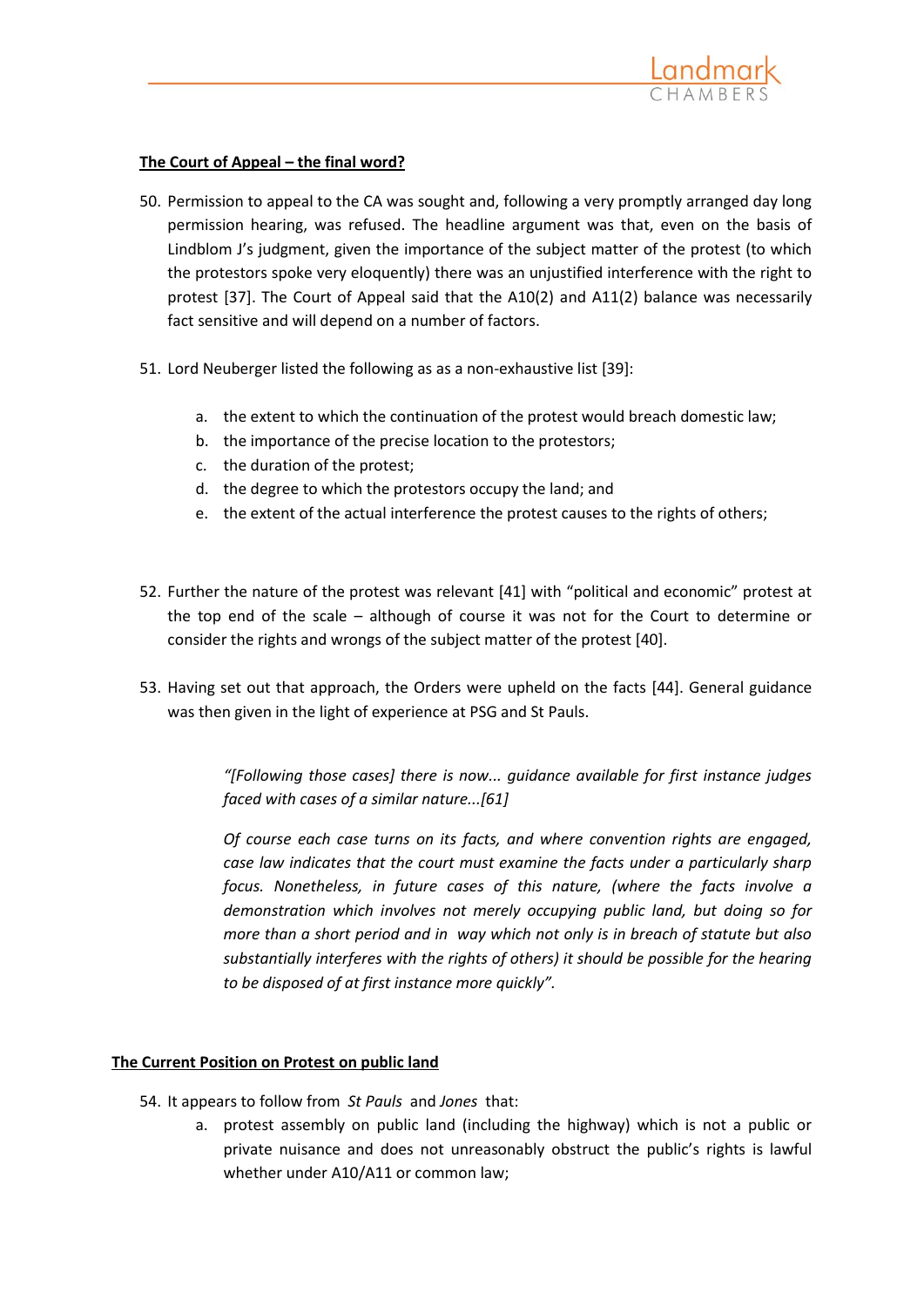**The Court of Appeal – the final word?**

50. Permission to appeal to the CA was sought and, following a very promptly arranged day long permission hearing, was refused. The headline argument was that, even on the basis of Lindblom J's judgment, given the importance of the subject matter of the protest (to which the protestors spoke very eloquently) there was an unjustified interference with the right to protest [37]. The Court of Appeal said that the A10(2) and A11(2) balance was necessarily fact sensitive and will depend on a number of factors.

51. Lord Neuberger listed the following as as a non-exhaustive list [39]:

    a. the extent to which the continuation of the protest would breach domestic law;
    b. the importance of the precise location to the protestors;
    c. the duration of the protest;
    d. the degree to which the protestors occupy the land; and
    e. the extent of the actual interference the protest causes to the rights of others;

52. Further the nature of the protest was relevant [41] with "political and economic" protest at the top end of the scale – although of course it was not for the Court to determine or consider the rights and wrongs of the subject matter of the protest [40].

53. Having set out that approach, the Orders were upheld on the facts [44]. General guidance was then given in the light of experience at PSG and St Pauls.

> *"[Following those cases] there is now... guidance available for first instance judges faced with cases of a similar nature...[61]*
>
> *Of course each case turns on its facts, and where convention rights are engaged, case law indicates that the court must examine the facts under a particularly sharp focus. Nonetheless, in future cases of this nature, (where the facts involve a demonstration which involves not merely occupying public land, but doing so for more than a short period and in way which not only is in breach of statute but also substantially interferes with the rights of others) it should be possible for the hearing to be disposed of at first instance more quickly".*

**The Current Position on Protest on public land**

54. It appears to follow from *St Pauls* and *Jones* that:

    a. protest assembly on public land (including the highway) which is not a public or private nuisance and does not unreasonably obstruct the public's rights is lawful whether under A10/A11 or common law;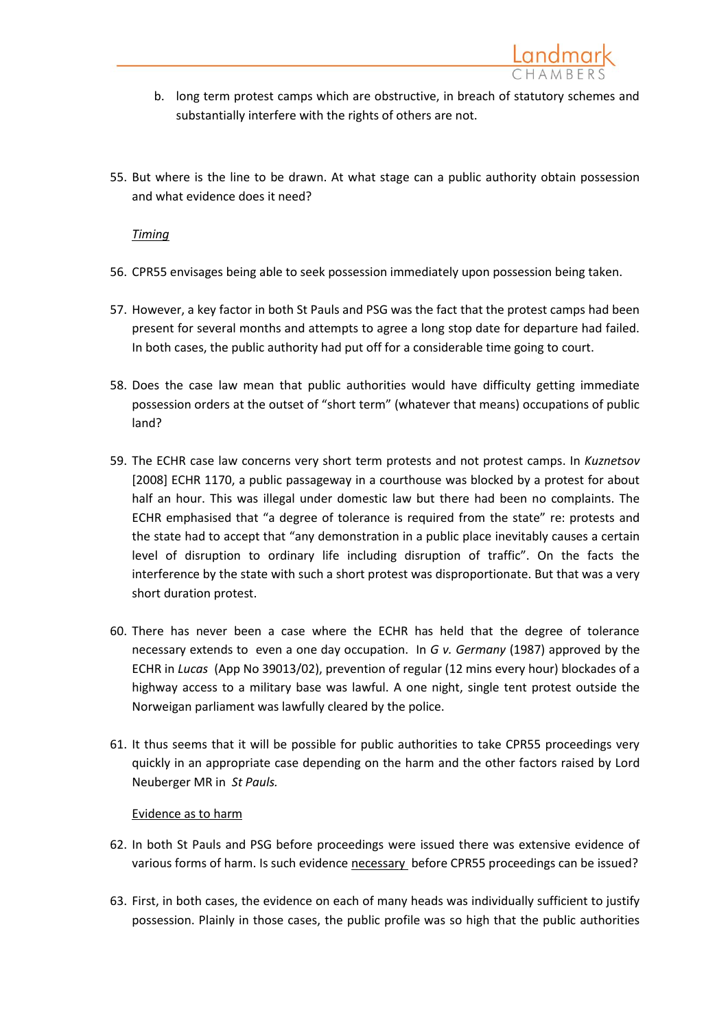b. long term protest camps which are obstructive, in breach of statutory schemes and substantially interfere with the rights of others are not.

55. But where is the line to be drawn. At what stage can a public authority obtain possession and what evidence does it need?

*Timing*

56. CPR55 envisages being able to seek possession immediately upon possession being taken.

57. However, a key factor in both St Pauls and PSG was the fact that the protest camps had been present for several months and attempts to agree a long stop date for departure had failed. In both cases, the public authority had put off for a considerable time going to court.

58. Does the case law mean that public authorities would have difficulty getting immediate possession orders at the outset of "short term" (whatever that means) occupations of public land?

59. The ECHR case law concerns very short term protests and not protest camps. In *Kuznetsov* [2008] ECHR 1170, a public passageway in a courthouse was blocked by a protest for about half an hour. This was illegal under domestic law but there had been no complaints. The ECHR emphasised that "a degree of tolerance is required from the state" re: protests and the state had to accept that "any demonstration in a public place inevitably causes a certain level of disruption to ordinary life including disruption of traffic". On the facts the interference by the state with such a short protest was disproportionate. But that was a very short duration protest.

60. There has never been a case where the ECHR has held that the degree of tolerance necessary extends to even a one day occupation. In *G v. Germany* (1987) approved by the ECHR in *Lucas* (App No 39013/02), prevention of regular (12 mins every hour) blockades of a highway access to a military base was lawful. A one night, single tent protest outside the Norweigan parliament was lawfully cleared by the police.

61. It thus seems that it will be possible for public authorities to take CPR55 proceedings very quickly in an appropriate case depending on the harm and the other factors raised by Lord Neuberger MR in *St Pauls.*

Evidence as to harm

62. In both St Pauls and PSG before proceedings were issued there was extensive evidence of various forms of harm. Is such evidence necessary before CPR55 proceedings can be issued?

63. First, in both cases, the evidence on each of many heads was individually sufficient to justify possession. Plainly in those cases, the public profile was so high that the public authorities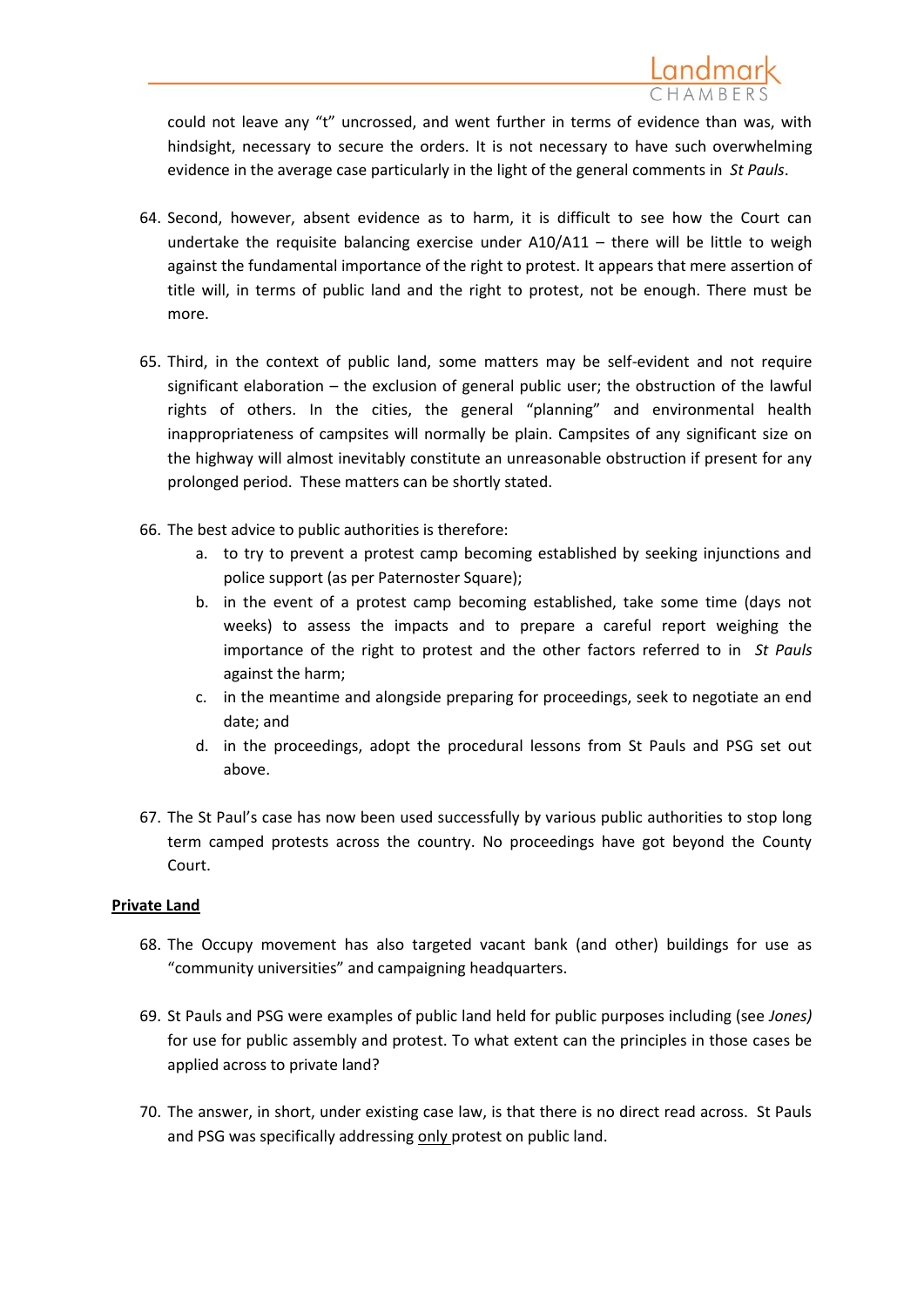could not leave any "t" uncrossed, and went further in terms of evidence than was, with hindsight, necessary to secure the orders. It is not necessary to have such overwhelming evidence in the average case particularly in the light of the general comments in *St Pauls*.

64. Second, however, absent evidence as to harm, it is difficult to see how the Court can undertake the requisite balancing exercise under A10/A11 – there will be little to weigh against the fundamental importance of the right to protest. It appears that mere assertion of title will, in terms of public land and the right to protest, not be enough. There must be more.

65. Third, in the context of public land, some matters may be self-evident and not require significant elaboration – the exclusion of general public user; the obstruction of the lawful rights of others. In the cities, the general "planning" and environmental health inappropriateness of campsites will normally be plain. Campsites of any significant size on the highway will almost inevitably constitute an unreasonable obstruction if present for any prolonged period. These matters can be shortly stated.

66. The best advice to public authorities is therefore:
    a. to try to prevent a protest camp becoming established by seeking injunctions and police support (as per Paternoster Square);
    b. in the event of a protest camp becoming established, take some time (days not weeks) to assess the impacts and to prepare a careful report weighing the importance of the right to protest and the other factors referred to in *St Pauls* against the harm;
    c. in the meantime and alongside preparing for proceedings, seek to negotiate an end date; and
    d. in the proceedings, adopt the procedural lessons from St Pauls and PSG set out above.

67. The St Paul's case has now been used successfully by various public authorities to stop long term camped protests across the country. No proceedings have got beyond the County Court.

**Private Land**

68. The Occupy movement has also targeted vacant bank (and other) buildings for use as "community universities" and campaigning headquarters.

69. St Pauls and PSG were examples of public land held for public purposes including (see *Jones)* for use for public assembly and protest. To what extent can the principles in those cases be applied across to private land?

70. The answer, in short, under existing case law, is that there is no direct read across. St Pauls and PSG was specifically addressing only protest on public land.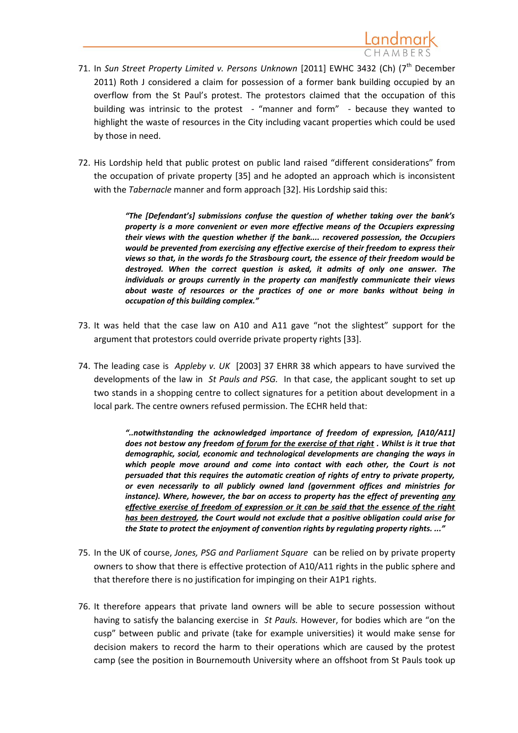71. In *Sun Street Property Limited v. Persons Unknown* [2011] EWHC 3432 (Ch) (7th December 2011) Roth J considered a claim for possession of a former bank building occupied by an overflow from the St Paul's protest. The protestors claimed that the occupation of this building was intrinsic to the protest - "manner and form" - because they wanted to highlight the waste of resources in the City including vacant properties which could be used by those in need.

72. His Lordship held that public protest on public land raised "different considerations" from the occupation of private property [35] and he adopted an approach which is inconsistent with the *Tabernacle* manner and form approach [32]. His Lordship said this:

> ***"The [Defendant's] submissions confuse the question of whether taking over the bank's property is a more convenient or even more effective means of the Occupiers expressing their views with the question whether if the bank.... recovered possession, the Occupiers would be prevented from exercising any effective exercise of their freedom to express their views so that, in the words fo the Strasbourg court, the essence of their freedom would be destroyed. When the correct question is asked, it admits of only one answer. The individuals or groups currently in the property can manifestly communicate their views about waste of resources or the practices of one or more banks without being in occupation of this building complex."***

73. It was held that the case law on A10 and A11 gave "not the slightest" support for the argument that protestors could override private property rights [33].

74. The leading case is *Appleby v. UK* [2003] 37 EHRR 38 which appears to have survived the developments of the law in *St Pauls and PSG.* In that case, the applicant sought to set up two stands in a shopping centre to collect signatures for a petition about development in a local park. The centre owners refused permission. The ECHR held that:

> ***"..notwithstanding the acknowledged importance of freedom of expression, [A10/A11] does not bestow any freedom <u>of forum for the exercise of that right</u> . Whilst is it true that demographic, social, economic and technological developments are changing the ways in which people move around and come into contact with each other, the Court is not persuaded that this requires the automatic creation of rights of entry to private property, or even necessarily to all publicly owned land (government offices and ministries for instance). Where, however, the bar on access to property has the effect of preventing <u>any effective exercise of freedom of expression or it can be said that the essence of the right has been destroyed</u>, the Court would not exclude that a positive obligation could arise for the State to protect the enjoyment of convention rights by regulating property rights. ..."***

75. In the UK of course, *Jones, PSG and Parliament Square* can be relied on by private property owners to show that there is effective protection of A10/A11 rights in the public sphere and that therefore there is no justification for impinging on their A1P1 rights.

76. It therefore appears that private land owners will be able to secure possession without having to satisfy the balancing exercise in *St Pauls.* However, for bodies which are "on the cusp" between public and private (take for example universities) it would make sense for decision makers to record the harm to their operations which are caused by the protest camp (see the position in Bournemouth University where an offshoot from St Pauls took up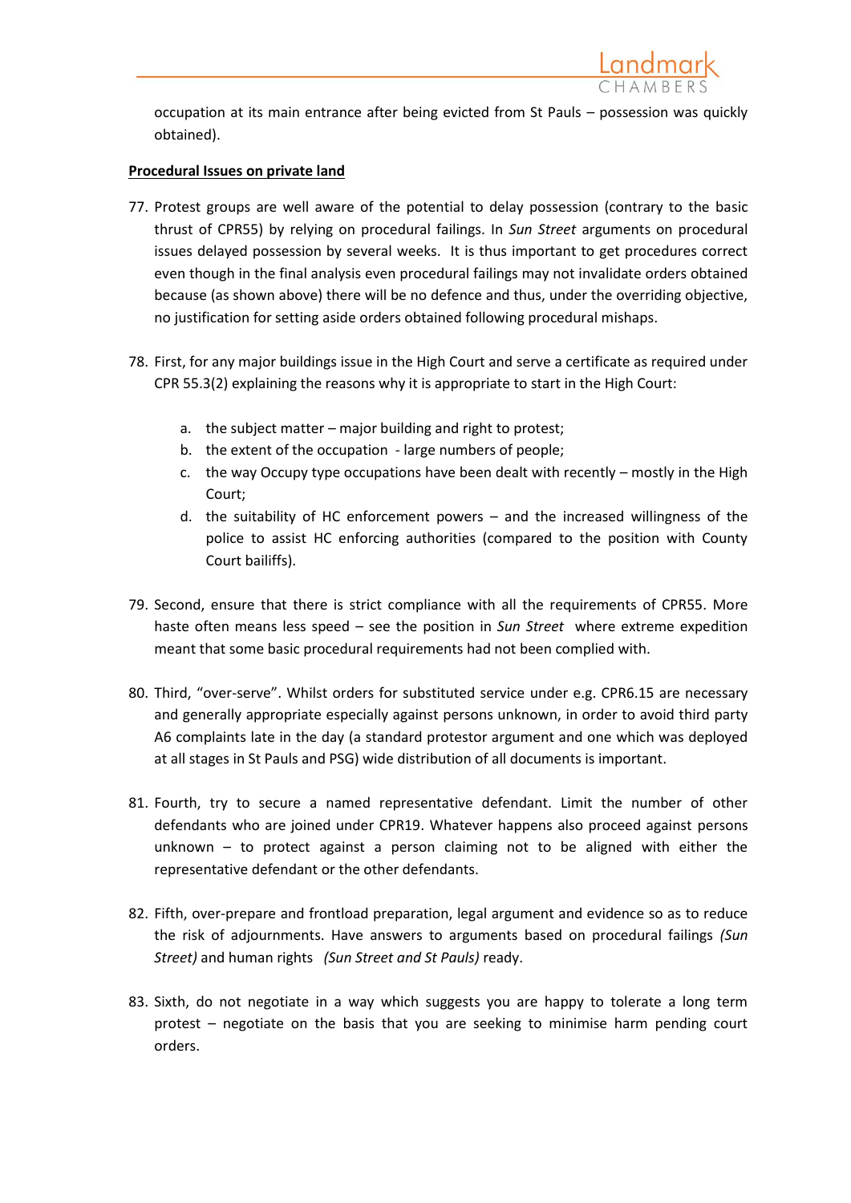occupation at its main entrance after being evicted from St Pauls – possession was quickly obtained).

**Procedural Issues on private land**

77. Protest groups are well aware of the potential to delay possession (contrary to the basic thrust of CPR55) by relying on procedural failings. In *Sun Street* arguments on procedural issues delayed possession by several weeks. It is thus important to get procedures correct even though in the final analysis even procedural failings may not invalidate orders obtained because (as shown above) there will be no defence and thus, under the overriding objective, no justification for setting aside orders obtained following procedural mishaps.

78. First, for any major buildings issue in the High Court and serve a certificate as required under CPR 55.3(2) explaining the reasons why it is appropriate to start in the High Court:

    a. the subject matter – major building and right to protest;
    b. the extent of the occupation - large numbers of people;
    c. the way Occupy type occupations have been dealt with recently – mostly in the High Court;
    d. the suitability of HC enforcement powers – and the increased willingness of the police to assist HC enforcing authorities (compared to the position with County Court bailiffs).

79. Second, ensure that there is strict compliance with all the requirements of CPR55. More haste often means less speed – see the position in *Sun Street* where extreme expedition meant that some basic procedural requirements had not been complied with.

80. Third, "over-serve". Whilst orders for substituted service under e.g. CPR6.15 are necessary and generally appropriate especially against persons unknown, in order to avoid third party A6 complaints late in the day (a standard protestor argument and one which was deployed at all stages in St Pauls and PSG) wide distribution of all documents is important.

81. Fourth, try to secure a named representative defendant. Limit the number of other defendants who are joined under CPR19. Whatever happens also proceed against persons unknown – to protect against a person claiming not to be aligned with either the representative defendant or the other defendants.

82. Fifth, over-prepare and frontload preparation, legal argument and evidence so as to reduce the risk of adjournments. Have answers to arguments based on procedural failings *(Sun Street)* and human rights *(Sun Street and St Pauls)* ready.

83. Sixth, do not negotiate in a way which suggests you are happy to tolerate a long term protest – negotiate on the basis that you are seeking to minimise harm pending court orders.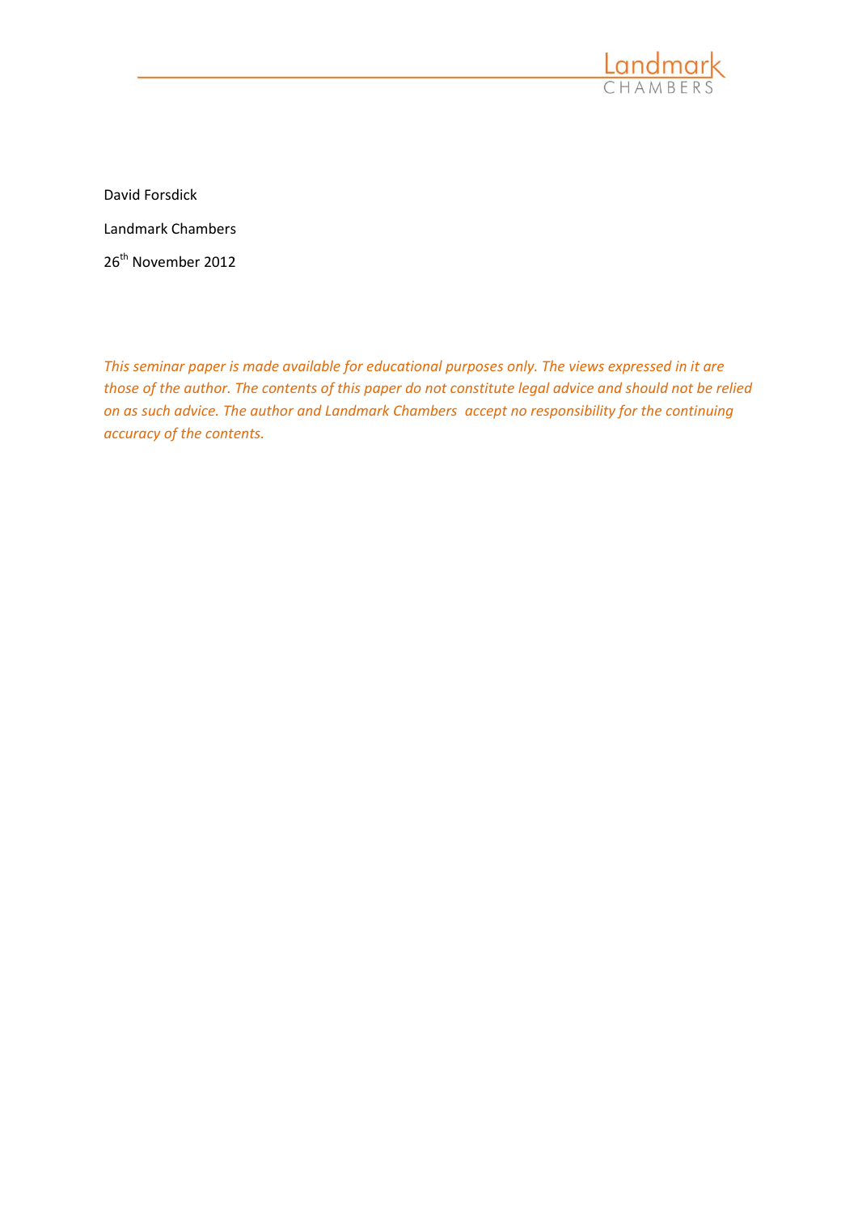David Forsdick

Landmark Chambers

26th November 2012

*This seminar paper is made available for educational purposes only. The views expressed in it are those of the author. The contents of this paper do not constitute legal advice and should not be relied on as such advice. The author and Landmark Chambers accept no responsibility for the continuing accuracy of the contents.*